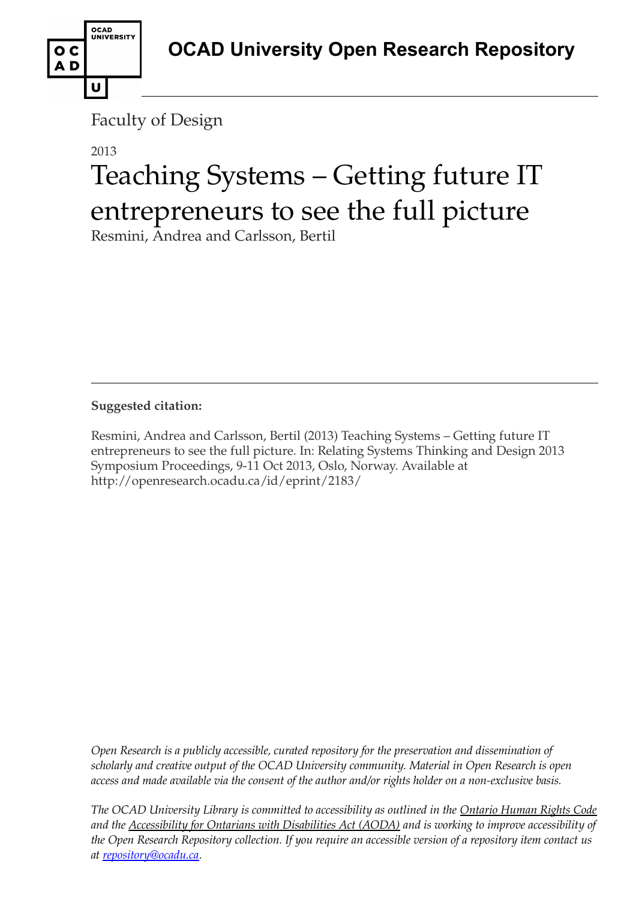# OCAD University Open Research Repository

Faculty of Design

2013

# Teaching Systems – Getting future IT entrepreneurs to see the full picture

Resmini, Andrea and Carlsson, Bertil

---

**Suggested citation:**

Resmini, Andrea and Carlsson, Bertil (2013) Teaching Systems – Getting future IT entrepreneurs to see the full picture. In: Relating Systems Thinking and Design 2013 Symposium Proceedings, 9-11 Oct 2013, Oslo, Norway. Available at http://openresearch.ocadu.ca/id/eprint/2183/

*Open Research is a publicly accessible, curated repository for the preservation and dissemination of scholarly and creative output of the OCAD University community. Material in Open Research is open access and made available via the consent of the author and/or rights holder on a non-exclusive basis.*

*The OCAD University Library is committed to accessibility as outlined in the Ontario Human Rights Code and the Accessibility for Ontarians with Disabilities Act (AODA) and is working to improve accessibility of the Open Research Repository collection. If you require an accessible version of a repository item contact us at repository@ocadu.ca.*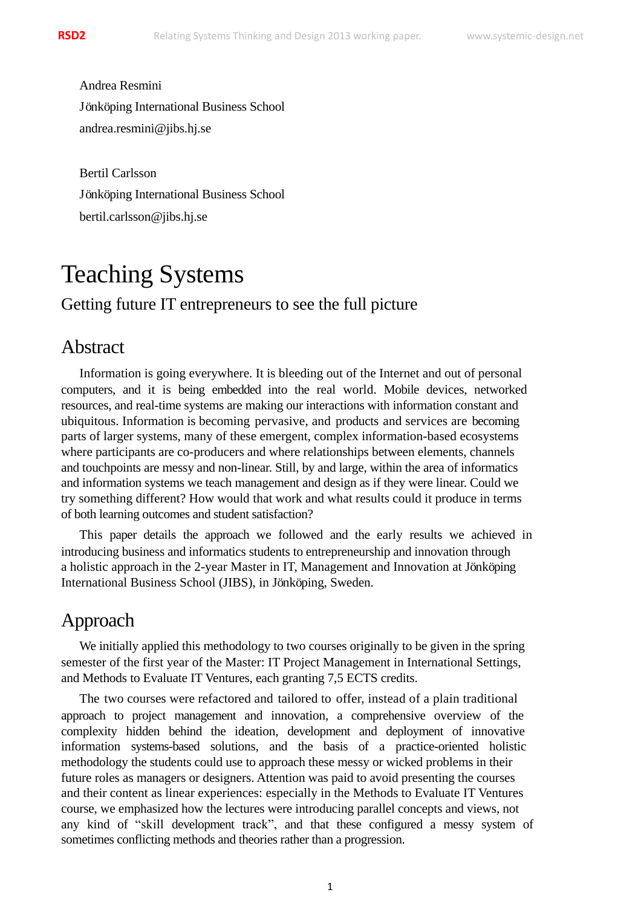Andrea Resmini

Jönköping International Business School

andrea.resmini@jibs.hj.se

Bertil Carlsson

Jönköping International Business School

bertil.carlsson@jibs.hj.se

# Teaching Systems

## Getting future IT entrepreneurs to see the full picture

## Abstract

Information is going everywhere. It is bleeding out of the Internet and out of personal computers, and it is being embedded into the real world. Mobile devices, networked resources, and real-time systems are making our interactions with information constant and ubiquitous. Information is becoming pervasive, and products and services are becoming parts of larger systems, many of these emergent, complex information-based ecosystems where participants are co-producers and where relationships between elements, channels and touchpoints are messy and non-linear. Still, by and large, within the area of informatics and information systems we teach management and design as if they were linear. Could we try something different? How would that work and what results could it produce in terms of both learning outcomes and student satisfaction?

This paper details the approach we followed and the early results we achieved in introducing business and informatics students to entrepreneurship and innovation through a holistic approach in the 2-year Master in IT, Management and Innovation at Jönköping International Business School (JIBS), in Jönköping, Sweden.

## Approach

We initially applied this methodology to two courses originally to be given in the spring semester of the first year of the Master: IT Project Management in International Settings, and Methods to Evaluate IT Ventures, each granting 7,5 ECTS credits.

The two courses were refactored and tailored to offer, instead of a plain traditional approach to project management and innovation, a comprehensive overview of the complexity hidden behind the ideation, development and deployment of innovative information systems-based solutions, and the basis of a practice-oriented holistic methodology the students could use to approach these messy or wicked problems in their future roles as managers or designers. Attention was paid to avoid presenting the courses and their content as linear experiences: especially in the Methods to Evaluate IT Ventures course, we emphasized how the lectures were introducing parallel concepts and views, not any kind of "skill development track", and that these configured a messy system of sometimes conflicting methods and theories rather than a progression.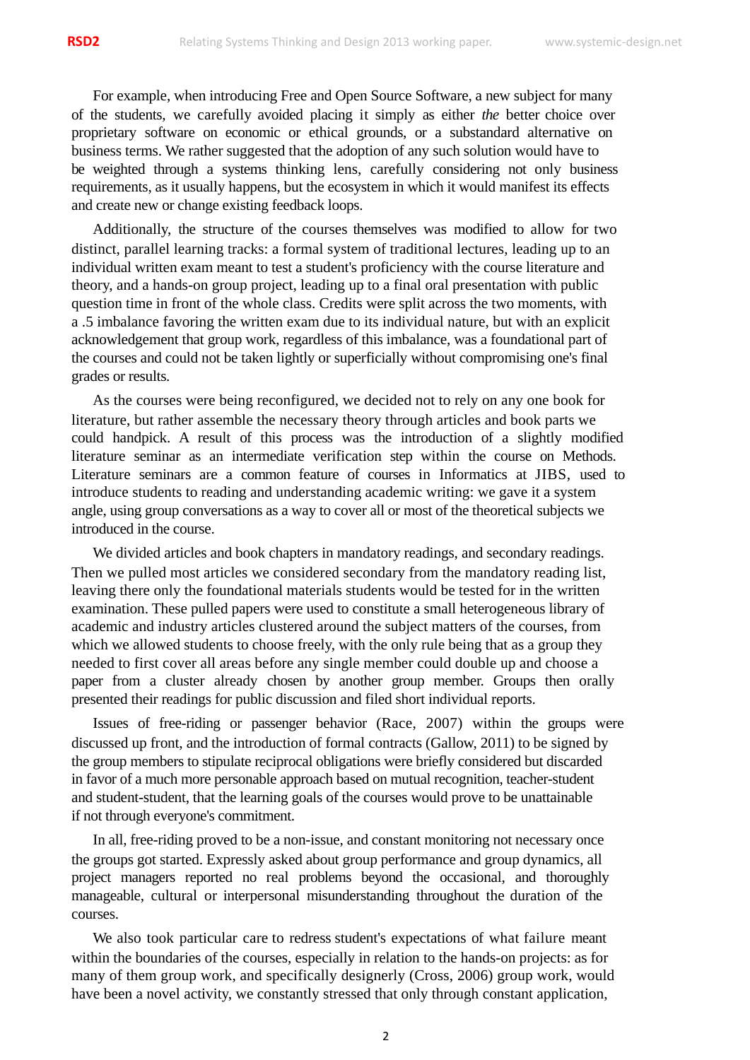For example, when introducing Free and Open Source Software, a new subject for many of the students, we carefully avoided placing it simply as either *the* better choice over proprietary software on economic or ethical grounds, or a substandard alternative on business terms. We rather suggested that the adoption of any such solution would have to be weighted through a systems thinking lens, carefully considering not only business requirements, as it usually happens, but the ecosystem in which it would manifest its effects and create new or change existing feedback loops.

Additionally, the structure of the courses themselves was modified to allow for two distinct, parallel learning tracks: a formal system of traditional lectures, leading up to an individual written exam meant to test a student's proficiency with the course literature and theory, and a hands-on group project, leading up to a final oral presentation with public question time in front of the whole class. Credits were split across the two moments, with a .5 imbalance favoring the written exam due to its individual nature, but with an explicit acknowledgement that group work, regardless of this imbalance, was a foundational part of the courses and could not be taken lightly or superficially without compromising one's final grades or results.

As the courses were being reconfigured, we decided not to rely on any one book for literature, but rather assemble the necessary theory through articles and book parts we could handpick. A result of this process was the introduction of a slightly modified literature seminar as an intermediate verification step within the course on Methods. Literature seminars are a common feature of courses in Informatics at JIBS, used to introduce students to reading and understanding academic writing: we gave it a system angle, using group conversations as a way to cover all or most of the theoretical subjects we introduced in the course.

We divided articles and book chapters in mandatory readings, and secondary readings. Then we pulled most articles we considered secondary from the mandatory reading list, leaving there only the foundational materials students would be tested for in the written examination. These pulled papers were used to constitute a small heterogeneous library of academic and industry articles clustered around the subject matters of the courses, from which we allowed students to choose freely, with the only rule being that as a group they needed to first cover all areas before any single member could double up and choose a paper from a cluster already chosen by another group member. Groups then orally presented their readings for public discussion and filed short individual reports.

Issues of free-riding or passenger behavior (Race, 2007) within the groups were discussed up front, and the introduction of formal contracts (Gallow, 2011) to be signed by the group members to stipulate reciprocal obligations were briefly considered but discarded in favor of a much more personable approach based on mutual recognition, teacher-student and student-student, that the learning goals of the courses would prove to be unattainable if not through everyone's commitment.

In all, free-riding proved to be a non-issue, and constant monitoring not necessary once the groups got started. Expressly asked about group performance and group dynamics, all project managers reported no real problems beyond the occasional, and thoroughly manageable, cultural or interpersonal misunderstanding throughout the duration of the courses.

We also took particular care to redress student's expectations of what failure meant within the boundaries of the courses, especially in relation to the hands-on projects: as for many of them group work, and specifically designerly (Cross, 2006) group work, would have been a novel activity, we constantly stressed that only through constant application,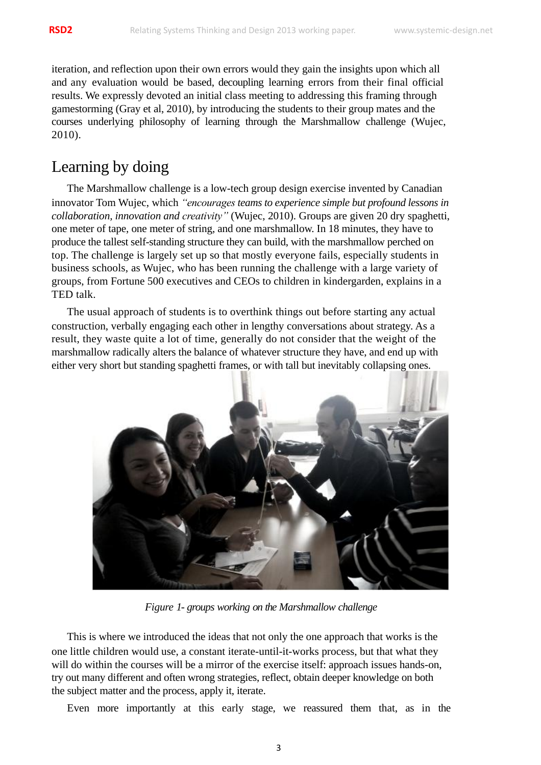iteration, and reflection upon their own errors would they gain the insights upon which all and any evaluation would be based, decoupling learning errors from their final official results. We expressly devoted an initial class meeting to addressing this framing through gamestorming (Gray et al, 2010), by introducing the students to their group mates and the courses underlying philosophy of learning through the Marshmallow challenge (Wujec, 2010).

## Learning by doing

The Marshmallow challenge is a low-tech group design exercise invented by Canadian innovator Tom Wujec, which *"encourages teams to experience simple but profound lessons in collaboration, innovation and creativity"* (Wujec, 2010). Groups are given 20 dry spaghetti, one meter of tape, one meter of string, and one marshmallow. In 18 minutes, they have to produce the tallest self-standing structure they can build, with the marshmallow perched on top. The challenge is largely set up so that mostly everyone fails, especially students in business schools, as Wujec, who has been running the challenge with a large variety of groups, from Fortune 500 executives and CEOs to children in kindergarden, explains in a TED talk.

The usual approach of students is to overthink things out before starting any actual construction, verbally engaging each other in lengthy conversations about strategy. As a result, they waste quite a lot of time, generally do not consider that the weight of the marshmallow radically alters the balance of whatever structure they have, and end up with either very short but standing spaghetti frames, or with tall but inevitably collapsing ones.

*Figure 1- groups working on the Marshmallow challenge*

This is where we introduced the ideas that not only the one approach that works is the one little children would use, a constant iterate-until-it-works process, but that what they will do within the courses will be a mirror of the exercise itself: approach issues hands-on, try out many different and often wrong strategies, reflect, obtain deeper knowledge on both the subject matter and the process, apply it, iterate.

Even more importantly at this early stage, we reassured them that, as in the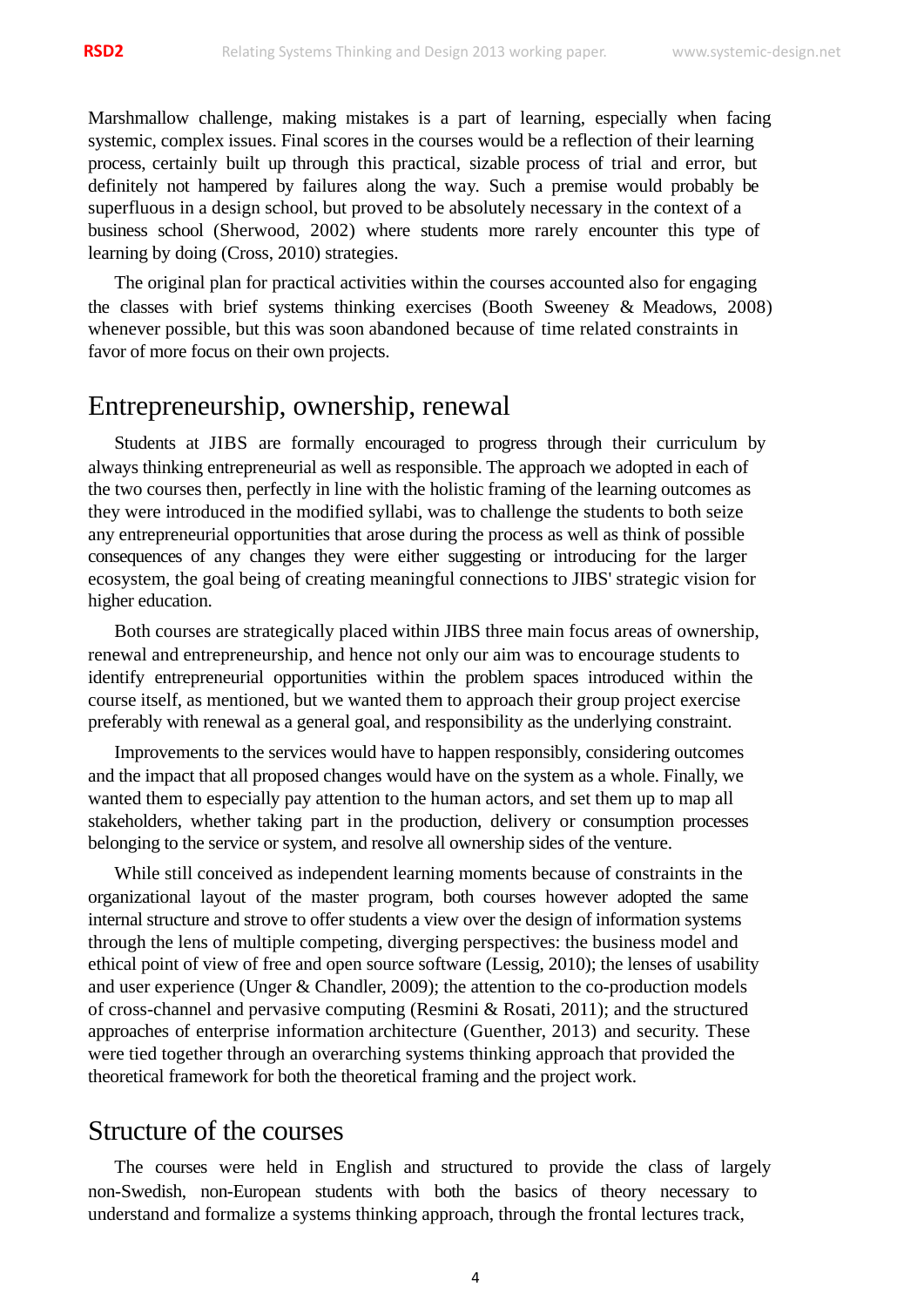Marshmallow challenge, making mistakes is a part of learning, especially when facing systemic, complex issues. Final scores in the courses would be a reflection of their learning process, certainly built up through this practical, sizable process of trial and error, but definitely not hampered by failures along the way. Such a premise would probably be superfluous in a design school, but proved to be absolutely necessary in the context of a business school (Sherwood, 2002) where students more rarely encounter this type of learning by doing (Cross, 2010) strategies.

The original plan for practical activities within the courses accounted also for engaging the classes with brief systems thinking exercises (Booth Sweeney & Meadows, 2008) whenever possible, but this was soon abandoned because of time related constraints in favor of more focus on their own projects.

## Entrepreneurship, ownership, renewal

Students at JIBS are formally encouraged to progress through their curriculum by always thinking entrepreneurial as well as responsible. The approach we adopted in each of the two courses then, perfectly in line with the holistic framing of the learning outcomes as they were introduced in the modified syllabi, was to challenge the students to both seize any entrepreneurial opportunities that arose during the process as well as think of possible consequences of any changes they were either suggesting or introducing for the larger ecosystem, the goal being of creating meaningful connections to JIBS' strategic vision for higher education.

Both courses are strategically placed within JIBS three main focus areas of ownership, renewal and entrepreneurship, and hence not only our aim was to encourage students to identify entrepreneurial opportunities within the problem spaces introduced within the course itself, as mentioned, but we wanted them to approach their group project exercise preferably with renewal as a general goal, and responsibility as the underlying constraint.

Improvements to the services would have to happen responsibly, considering outcomes and the impact that all proposed changes would have on the system as a whole. Finally, we wanted them to especially pay attention to the human actors, and set them up to map all stakeholders, whether taking part in the production, delivery or consumption processes belonging to the service or system, and resolve all ownership sides of the venture.

While still conceived as independent learning moments because of constraints in the organizational layout of the master program, both courses however adopted the same internal structure and strove to offer students a view over the design of information systems through the lens of multiple competing, diverging perspectives: the business model and ethical point of view of free and open source software (Lessig, 2010); the lenses of usability and user experience (Unger & Chandler, 2009); the attention to the co-production models of cross-channel and pervasive computing (Resmini & Rosati, 2011); and the structured approaches of enterprise information architecture (Guenther, 2013) and security. These were tied together through an overarching systems thinking approach that provided the theoretical framework for both the theoretical framing and the project work.

## Structure of the courses

The courses were held in English and structured to provide the class of largely non-Swedish, non-European students with both the basics of theory necessary to understand and formalize a systems thinking approach, through the frontal lectures track,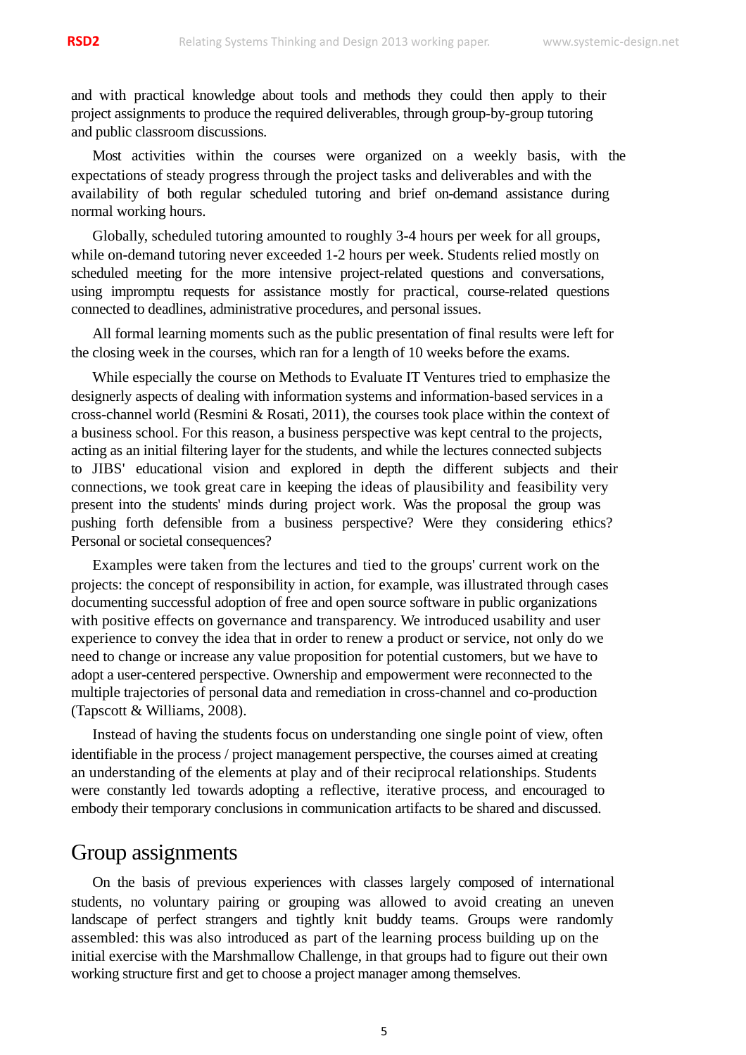and with practical knowledge about tools and methods they could then apply to their project assignments to produce the required deliverables, through group-by-group tutoring and public classroom discussions.

Most activities within the courses were organized on a weekly basis, with the expectations of steady progress through the project tasks and deliverables and with the availability of both regular scheduled tutoring and brief on-demand assistance during normal working hours.

Globally, scheduled tutoring amounted to roughly 3-4 hours per week for all groups, while on-demand tutoring never exceeded 1-2 hours per week. Students relied mostly on scheduled meeting for the more intensive project-related questions and conversations, using impromptu requests for assistance mostly for practical, course-related questions connected to deadlines, administrative procedures, and personal issues.

All formal learning moments such as the public presentation of final results were left for the closing week in the courses, which ran for a length of 10 weeks before the exams.

While especially the course on Methods to Evaluate IT Ventures tried to emphasize the designerly aspects of dealing with information systems and information-based services in a cross-channel world (Resmini & Rosati, 2011), the courses took place within the context of a business school. For this reason, a business perspective was kept central to the projects, acting as an initial filtering layer for the students, and while the lectures connected subjects to JIBS' educational vision and explored in depth the different subjects and their connections, we took great care in keeping the ideas of plausibility and feasibility very present into the students' minds during project work. Was the proposal the group was pushing forth defensible from a business perspective? Were they considering ethics? Personal or societal consequences?

Examples were taken from the lectures and tied to the groups' current work on the projects: the concept of responsibility in action, for example, was illustrated through cases documenting successful adoption of free and open source software in public organizations with positive effects on governance and transparency. We introduced usability and user experience to convey the idea that in order to renew a product or service, not only do we need to change or increase any value proposition for potential customers, but we have to adopt a user-centered perspective. Ownership and empowerment were reconnected to the multiple trajectories of personal data and remediation in cross-channel and co-production (Tapscott & Williams, 2008).

Instead of having the students focus on understanding one single point of view, often identifiable in the process / project management perspective, the courses aimed at creating an understanding of the elements at play and of their reciprocal relationships. Students were constantly led towards adopting a reflective, iterative process, and encouraged to embody their temporary conclusions in communication artifacts to be shared and discussed.

## Group assignments

On the basis of previous experiences with classes largely composed of international students, no voluntary pairing or grouping was allowed to avoid creating an uneven landscape of perfect strangers and tightly knit buddy teams. Groups were randomly assembled: this was also introduced as part of the learning process building up on the initial exercise with the Marshmallow Challenge, in that groups had to figure out their own working structure first and get to choose a project manager among themselves.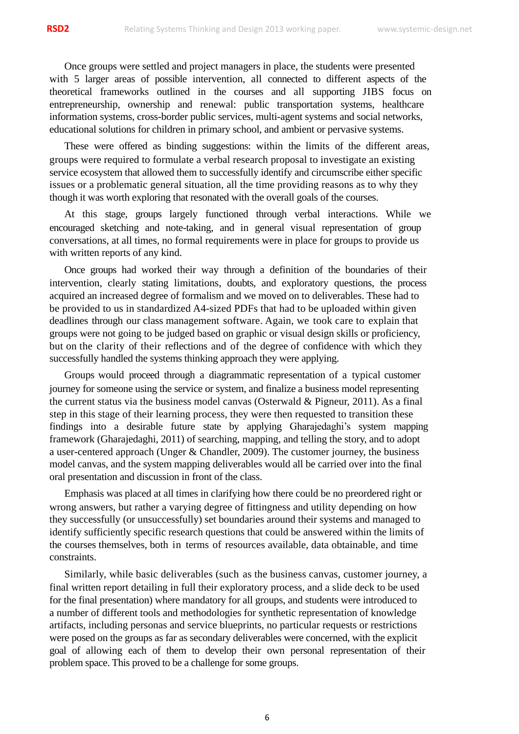Once groups were settled and project managers in place, the students were presented with 5 larger areas of possible intervention, all connected to different aspects of the theoretical frameworks outlined in the courses and all supporting JIBS focus on entrepreneurship, ownership and renewal: public transportation systems, healthcare information systems, cross-border public services, multi-agent systems and social networks, educational solutions for children in primary school, and ambient or pervasive systems.

These were offered as binding suggestions: within the limits of the different areas, groups were required to formulate a verbal research proposal to investigate an existing service ecosystem that allowed them to successfully identify and circumscribe either specific issues or a problematic general situation, all the time providing reasons as to why they though it was worth exploring that resonated with the overall goals of the courses.

At this stage, groups largely functioned through verbal interactions. While we encouraged sketching and note-taking, and in general visual representation of group conversations, at all times, no formal requirements were in place for groups to provide us with written reports of any kind.

Once groups had worked their way through a definition of the boundaries of their intervention, clearly stating limitations, doubts, and exploratory questions, the process acquired an increased degree of formalism and we moved on to deliverables. These had to be provided to us in standardized A4-sized PDFs that had to be uploaded within given deadlines through our class management software. Again, we took care to explain that groups were not going to be judged based on graphic or visual design skills or proficiency, but on the clarity of their reflections and of the degree of confidence with which they successfully handled the systems thinking approach they were applying.

Groups would proceed through a diagrammatic representation of a typical customer journey for someone using the service or system, and finalize a business model representing the current status via the business model canvas (Osterwald & Pigneur, 2011). As a final step in this stage of their learning process, they were then requested to transition these findings into a desirable future state by applying Gharajedaghi's system mapping framework (Gharajedaghi, 2011) of searching, mapping, and telling the story, and to adopt a user-centered approach (Unger & Chandler, 2009). The customer journey, the business model canvas, and the system mapping deliverables would all be carried over into the final oral presentation and discussion in front of the class.

Emphasis was placed at all times in clarifying how there could be no preordered right or wrong answers, but rather a varying degree of fittingness and utility depending on how they successfully (or unsuccessfully) set boundaries around their systems and managed to identify sufficiently specific research questions that could be answered within the limits of the courses themselves, both in terms of resources available, data obtainable, and time constraints.

Similarly, while basic deliverables (such as the business canvas, customer journey, a final written report detailing in full their exploratory process, and a slide deck to be used for the final presentation) where mandatory for all groups, and students were introduced to a number of different tools and methodologies for synthetic representation of knowledge artifacts, including personas and service blueprints, no particular requests or restrictions were posed on the groups as far as secondary deliverables were concerned, with the explicit goal of allowing each of them to develop their own personal representation of their problem space. This proved to be a challenge for some groups.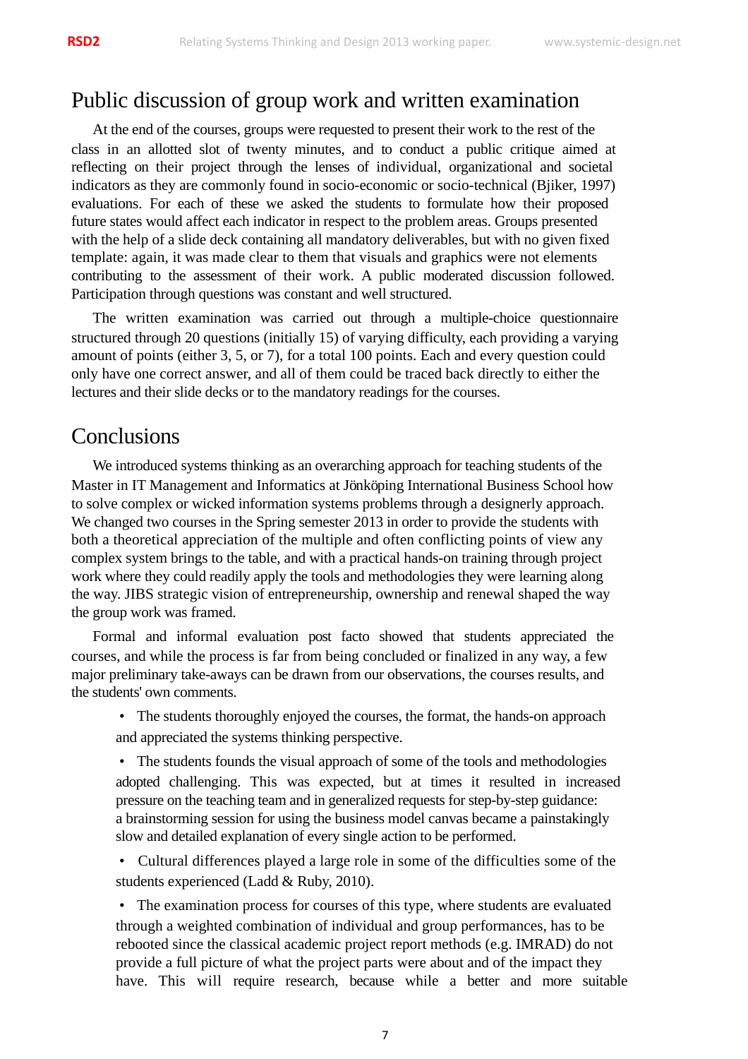## Public discussion of group work and written examination

At the end of the courses, groups were requested to present their work to the rest of the class in an allotted slot of twenty minutes, and to conduct a public critique aimed at reflecting on their project through the lenses of individual, organizational and societal indicators as they are commonly found in socio-economic or socio-technical (Bjiker, 1997) evaluations. For each of these we asked the students to formulate how their proposed future states would affect each indicator in respect to the problem areas. Groups presented with the help of a slide deck containing all mandatory deliverables, but with no given fixed template: again, it was made clear to them that visuals and graphics were not elements contributing to the assessment of their work. A public moderated discussion followed. Participation through questions was constant and well structured.

The written examination was carried out through a multiple-choice questionnaire structured through 20 questions (initially 15) of varying difficulty, each providing a varying amount of points (either 3, 5, or 7), for a total 100 points. Each and every question could only have one correct answer, and all of them could be traced back directly to either the lectures and their slide decks or to the mandatory readings for the courses.

## Conclusions

We introduced systems thinking as an overarching approach for teaching students of the Master in IT Management and Informatics at Jönköping International Business School how to solve complex or wicked information systems problems through a designerly approach. We changed two courses in the Spring semester 2013 in order to provide the students with both a theoretical appreciation of the multiple and often conflicting points of view any complex system brings to the table, and with a practical hands-on training through project work where they could readily apply the tools and methodologies they were learning along the way. JIBS strategic vision of entrepreneurship, ownership and renewal shaped the way the group work was framed.

Formal and informal evaluation post facto showed that students appreciated the courses, and while the process is far from being concluded or finalized in any way, a few major preliminary take-aways can be drawn from our observations, the courses results, and the students' own comments.

- The students thoroughly enjoyed the courses, the format, the hands-on approach and appreciated the systems thinking perspective.
- The students founds the visual approach of some of the tools and methodologies adopted challenging. This was expected, but at times it resulted in increased pressure on the teaching team and in generalized requests for step-by-step guidance: a brainstorming session for using the business model canvas became a painstakingly slow and detailed explanation of every single action to be performed.
- Cultural differences played a large role in some of the difficulties some of the students experienced (Ladd & Ruby, 2010).
- The examination process for courses of this type, where students are evaluated through a weighted combination of individual and group performances, has to be rebooted since the classical academic project report methods (e.g. IMRAD) do not provide a full picture of what the project parts were about and of the impact they have. This will require research, because while a better and more suitable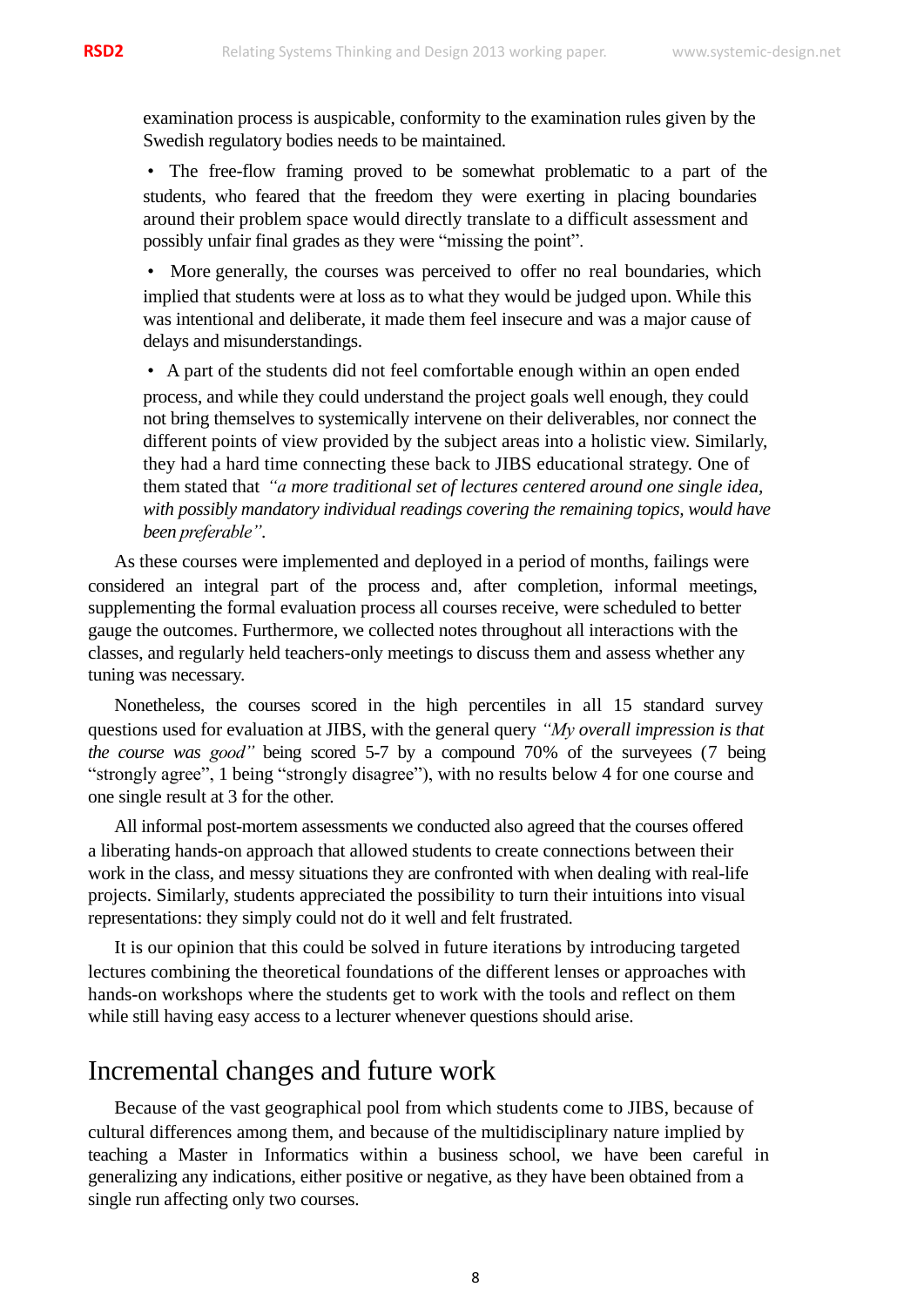examination process is auspicable, conformity to the examination rules given by the Swedish regulatory bodies needs to be maintained.

- The free-flow framing proved to be somewhat problematic to a part of the students, who feared that the freedom they were exerting in placing boundaries around their problem space would directly translate to a difficult assessment and possibly unfair final grades as they were “missing the point”.
- More generally, the courses was perceived to offer no real boundaries, which implied that students were at loss as to what they would be judged upon. While this was intentional and deliberate, it made them feel insecure and was a major cause of delays and misunderstandings.
- A part of the students did not feel comfortable enough within an open ended process, and while they could understand the project goals well enough, they could not bring themselves to systemically intervene on their deliverables, nor connect the different points of view provided by the subject areas into a holistic view. Similarly, they had a hard time connecting these back to JIBS educational strategy. One of them stated that *“a more traditional set of lectures centered around one single idea, with possibly mandatory individual readings covering the remaining topics, would have been preferable”*.

As these courses were implemented and deployed in a period of months, failings were considered an integral part of the process and, after completion, informal meetings, supplementing the formal evaluation process all courses receive, were scheduled to better gauge the outcomes. Furthermore, we collected notes throughout all interactions with the classes, and regularly held teachers-only meetings to discuss them and assess whether any tuning was necessary.

Nonetheless, the courses scored in the high percentiles in all 15 standard survey questions used for evaluation at JIBS, with the general query *“My overall impression is that the course was good”* being scored 5-7 by a compound 70% of the surveyees (7 being “strongly agree”, 1 being “strongly disagree”), with no results below 4 for one course and one single result at 3 for the other.

All informal post-mortem assessments we conducted also agreed that the courses offered a liberating hands-on approach that allowed students to create connections between their work in the class, and messy situations they are confronted with when dealing with real-life projects. Similarly, students appreciated the possibility to turn their intuitions into visual representations: they simply could not do it well and felt frustrated.

It is our opinion that this could be solved in future iterations by introducing targeted lectures combining the theoretical foundations of the different lenses or approaches with hands-on workshops where the students get to work with the tools and reflect on them while still having easy access to a lecturer whenever questions should arise.

## Incremental changes and future work

Because of the vast geographical pool from which students come to JIBS, because of cultural differences among them, and because of the multidisciplinary nature implied by teaching a Master in Informatics within a business school, we have been careful in generalizing any indications, either positive or negative, as they have been obtained from a single run affecting only two courses.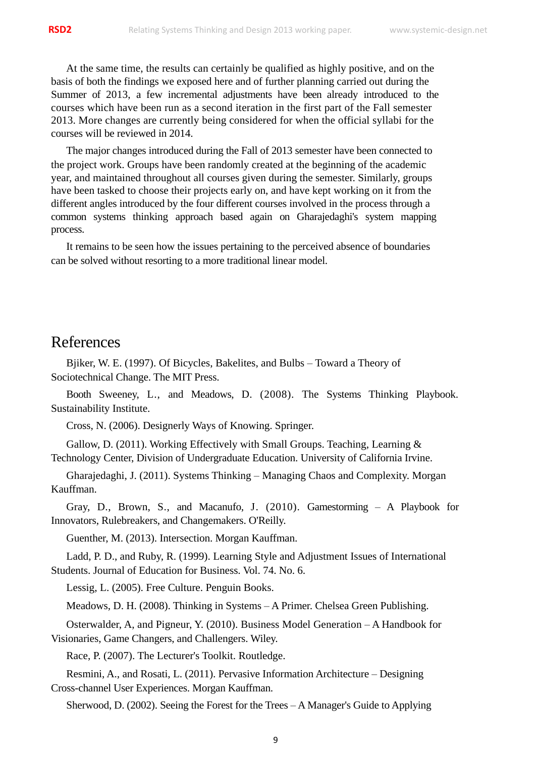At the same time, the results can certainly be qualified as highly positive, and on the basis of both the findings we exposed here and of further planning carried out during the Summer of 2013, a few incremental adjustments have been already introduced to the courses which have been run as a second iteration in the first part of the Fall semester 2013. More changes are currently being considered for when the official syllabi for the courses will be reviewed in 2014.

The major changes introduced during the Fall of 2013 semester have been connected to the project work. Groups have been randomly created at the beginning of the academic year, and maintained throughout all courses given during the semester. Similarly, groups have been tasked to choose their projects early on, and have kept working on it from the different angles introduced by the four different courses involved in the process through a common systems thinking approach based again on Gharajedaghi's system mapping process.

It remains to be seen how the issues pertaining to the perceived absence of boundaries can be solved without resorting to a more traditional linear model.

# References

Bjiker, W. E. (1997). Of Bicycles, Bakelites, and Bulbs – Toward a Theory of Sociotechnical Change. The MIT Press.

Booth Sweeney, L., and Meadows, D. (2008). The Systems Thinking Playbook. Sustainability Institute.

Cross, N. (2006). Designerly Ways of Knowing. Springer.

Gallow, D. (2011). Working Effectively with Small Groups. Teaching, Learning & Technology Center, Division of Undergraduate Education. University of California Irvine.

Gharajedaghi, J. (2011). Systems Thinking – Managing Chaos and Complexity. Morgan Kauffman.

Gray, D., Brown, S., and Macanufo, J. (2010). Gamestorming – A Playbook for Innovators, Rulebreakers, and Changemakers. O'Reilly.

Guenther, M. (2013). Intersection. Morgan Kauffman.

Ladd, P. D., and Ruby, R. (1999). Learning Style and Adjustment Issues of International Students. Journal of Education for Business. Vol. 74. No. 6.

Lessig, L. (2005). Free Culture. Penguin Books.

Meadows, D. H. (2008). Thinking in Systems – A Primer. Chelsea Green Publishing.

Osterwalder, A, and Pigneur, Y. (2010). Business Model Generation – A Handbook for Visionaries, Game Changers, and Challengers. Wiley.

Race, P. (2007). The Lecturer's Toolkit. Routledge.

Resmini, A., and Rosati, L. (2011). Pervasive Information Architecture – Designing Cross-channel User Experiences. Morgan Kauffman.

Sherwood, D. (2002). Seeing the Forest for the Trees – A Manager's Guide to Applying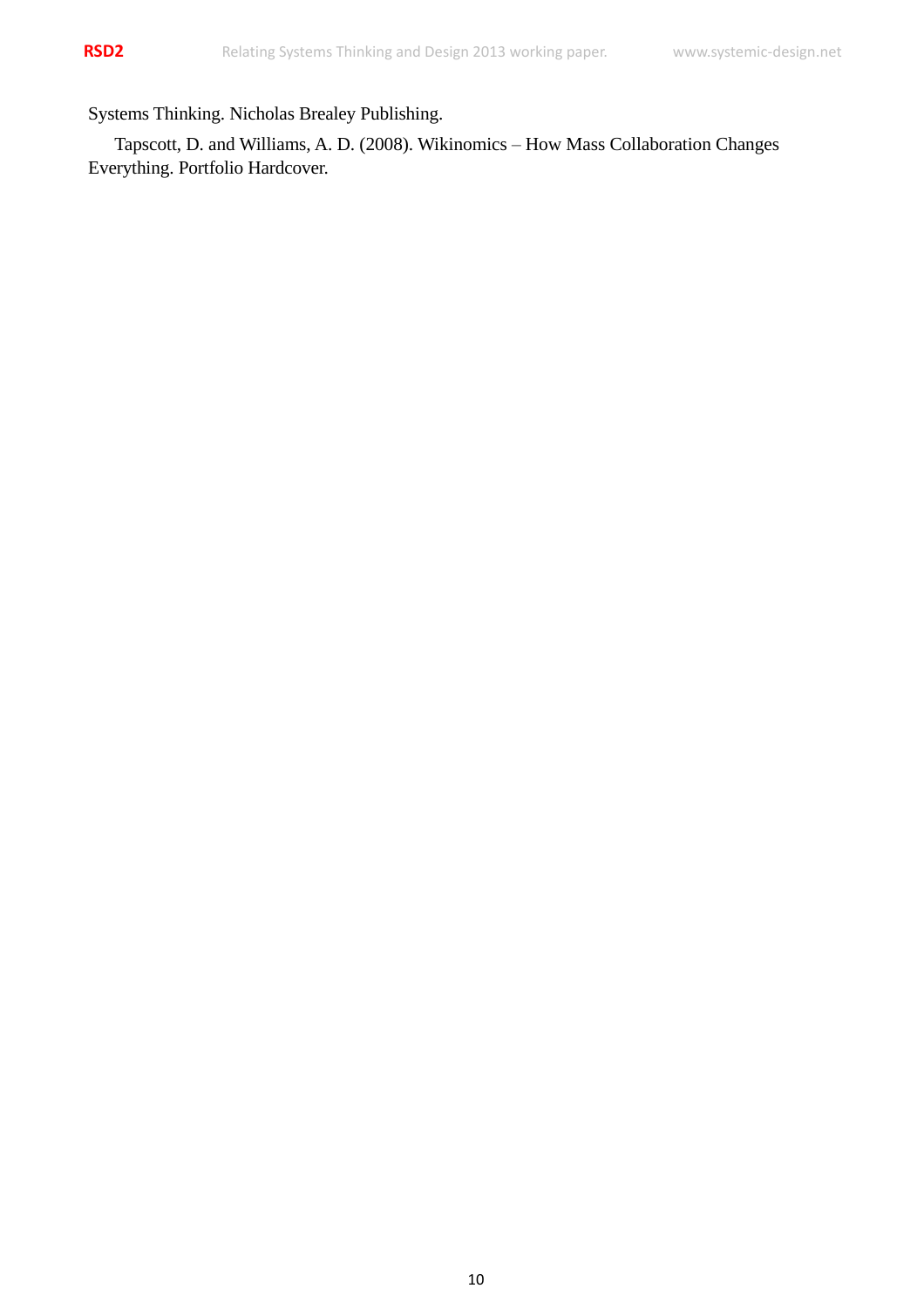Systems Thinking. Nicholas Brealey Publishing.

Tapscott, D. and Williams, A. D. (2008). Wikinomics – How Mass Collaboration Changes Everything. Portfolio Hardcover.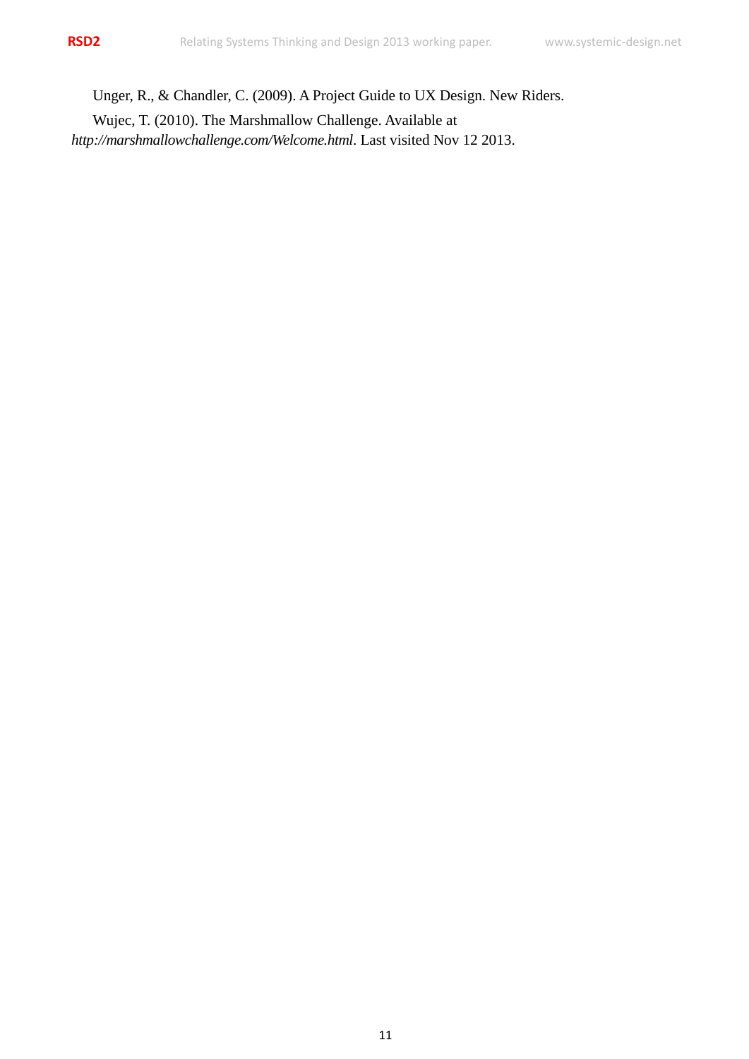Unger, R., & Chandler, C. (2009). A Project Guide to UX Design. New Riders.

Wujec, T. (2010). The Marshmallow Challenge. Available at *http://marshmallowchallenge.com/Welcome.html*. Last visited Nov 12 2013.